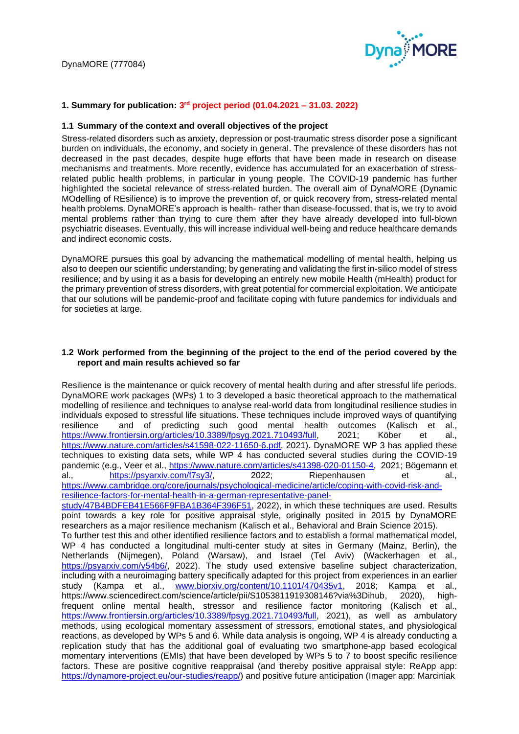## 1. Summary for publication: 3rd project period (01.04.2021 – 31.03. 2022)

### 1.1 Summary of the context and overall objectives of the project

Stress-related disorders such as anxiety, depression or post-traumatic stress disorder pose a significant burden on individuals, the economy, and society in general. The prevalence of these disorders has not decreased in the past decades, despite huge efforts that have been made in research on disease mechanisms and treatments. More recently, evidence has accumulated for an exacerbation of stress-related public health problems, in particular in young people. The COVID-19 pandemic has further highlighted the societal relevance of stress-related burden. The overall aim of DynaMORE (Dynamic MOdelling of REsilience) is to improve the prevention of, or quick recovery from, stress-related mental health problems. DynaMORE's approach is health- rather than disease-focussed, that is, we try to avoid mental problems rather than trying to cure them after they have already developed into full-blown psychiatric diseases. Eventually, this will increase individual well-being and reduce healthcare demands and indirect economic costs.

DynaMORE pursues this goal by advancing the mathematical modelling of mental health, helping us also to deepen our scientific understanding; by generating and validating the first in-silico model of stress resilience; and by using it as a basis for developing an entirely new mobile Health (mHealth) product for the primary prevention of stress disorders, with great potential for commercial exploitation. We anticipate that our solutions will be pandemic-proof and facilitate coping with future pandemics for individuals and for societies at large.

### 1.2 Work performed from the beginning of the project to the end of the period covered by the report and main results achieved so far

Resilience is the maintenance or quick recovery of mental health during and after stressful life periods. DynaMORE work packages (WPs) 1 to 3 developed a basic theoretical approach to the mathematical modelling of resilience and techniques to analyse real-world data from longitudinal resilience studies in individuals exposed to stressful life situations. These techniques include improved ways of quantifying resilience and of predicting such good mental health outcomes (Kalisch et al., https://www.frontiersin.org/articles/10.3389/fpsyg.2021.710493/full, 2021; Köber et al., https://www.nature.com/articles/s41598-022-11650-6.pdf, 2021). DynaMORE WP 3 has applied these techniques to existing data sets, while WP 4 has conducted several studies during the COVID-19 pandemic (e.g., Veer et al., https://www.nature.com/articles/s41398-020-01150-4, 2021; Bögemann et al., https://psyarxiv.com/f7sy3/, 2022; Riepenhausen et al., https://www.cambridge.org/core/journals/psychological-medicine/article/coping-with-covid-risk-and-resilience-factors-for-mental-health-in-a-german-representative-panel-study/47B4BDFEB41E566F9FBA1B364F396F51, 2022), in which these techniques are used. Results point towards a key role for positive appraisal style, originally posited in 2015 by DynaMORE researchers as a major resilience mechanism (Kalisch et al., Behavioral and Brain Science 2015).

To further test this and other identified resilience factors and to establish a formal mathematical model, WP 4 has conducted a longitudinal multi-center study at sites in Germany (Mainz, Berlin), the Netherlands (Nijmegen), Poland (Warsaw), and Israel (Tel Aviv) (Wackerhagen et al., https://psyarxiv.com/y54b6/, 2022). The study used extensive baseline subject characterization, including with a neuroimaging battery specifically adapted for this project from experiences in an earlier study (Kampa et al., www.biorxiv.org/content/10.1101/470435v1, 2018; Kampa et al., https://www.sciencedirect.com/science/article/pii/S1053811919308146?via%3Dihub, 2020), high-frequent online mental health, stressor and resilience factor monitoring (Kalisch et al., https://www.frontiersin.org/articles/10.3389/fpsyg.2021.710493/full, 2021), as well as ambulatory methods, using ecological momentary assessment of stressors, emotional states, and physiological reactions, as developed by WPs 5 and 6. While data analysis is ongoing, WP 4 is already conducting a replication study that has the additional goal of evaluating two smartphone-app based ecological momentary interventions (EMIs) that have been developed by WPs 5 to 7 to boost specific resilience factors. These are positive cognitive reappraisal (and thereby positive appraisal style: ReApp app: https://dynamore-project.eu/our-studies/reapp/) and positive future anticipation (Imager app: Marciniak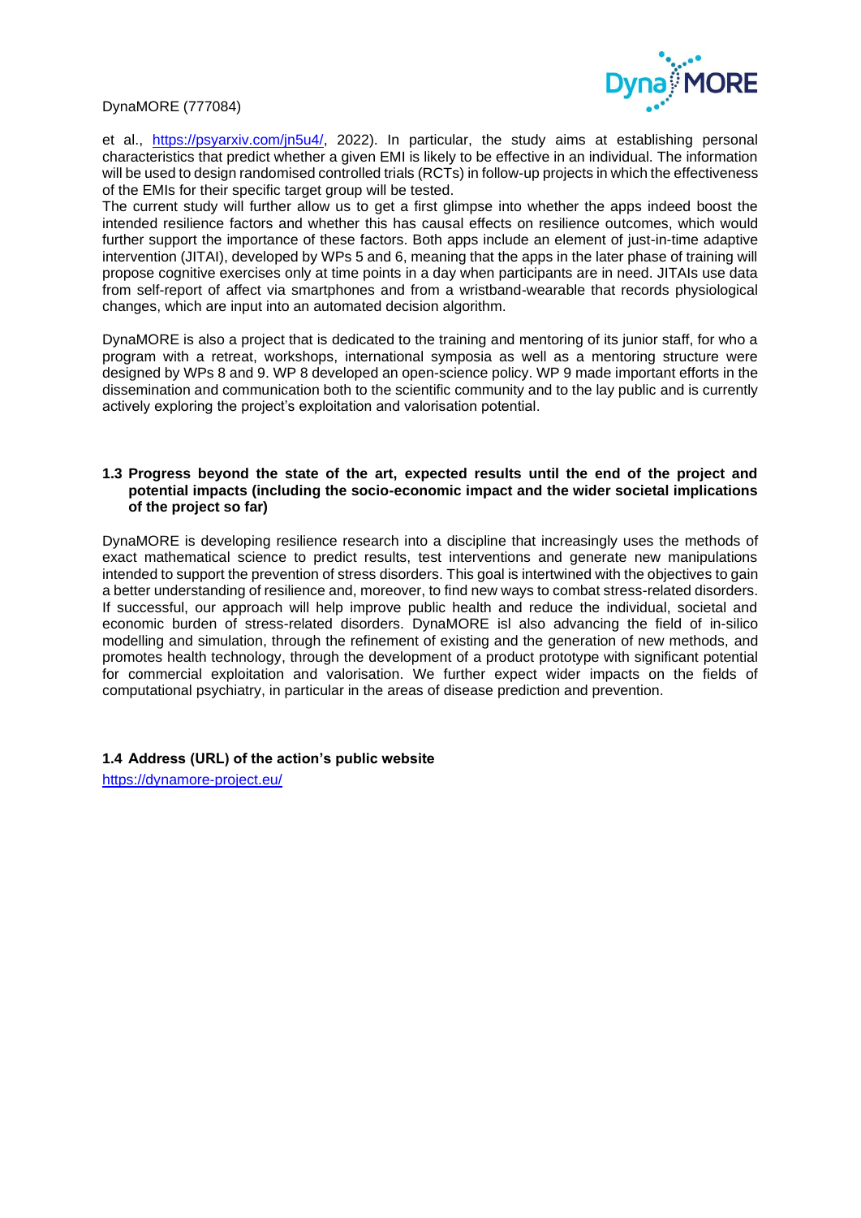et al., [https://psyarxiv.com/jn5u4/](https://psyarxiv.com/jn5u4/), 2022). In particular, the study aims at establishing personal characteristics that predict whether a given EMI is likely to be effective in an individual. The information will be used to design randomised controlled trials (RCTs) in follow-up projects in which the effectiveness of the EMIs for their specific target group will be tested.

The current study will further allow us to get a first glimpse into whether the apps indeed boost the intended resilience factors and whether this has causal effects on resilience outcomes, which would further support the importance of these factors. Both apps include an element of just-in-time adaptive intervention (JITAI), developed by WPs 5 and 6, meaning that the apps in the later phase of training will propose cognitive exercises only at time points in a day when participants are in need. JITAIs use data from self-report of affect via smartphones and from a wristband-wearable that records physiological changes, which are input into an automated decision algorithm.

DynaMORE is also a project that is dedicated to the training and mentoring of its junior staff, for who a program with a retreat, workshops, international symposia as well as a mentoring structure were designed by WPs 8 and 9. WP 8 developed an open-science policy. WP 9 made important efforts in the dissemination and communication both to the scientific community and to the lay public and is currently actively exploring the project's exploitation and valorisation potential.

### 1.3 Progress beyond the state of the art, expected results until the end of the project and potential impacts (including the socio-economic impact and the wider societal implications of the project so far)

DynaMORE is developing resilience research into a discipline that increasingly uses the methods of exact mathematical science to predict results, test interventions and generate new manipulations intended to support the prevention of stress disorders. This goal is intertwined with the objectives to gain a better understanding of resilience and, moreover, to find new ways to combat stress-related disorders. If successful, our approach will help improve public health and reduce the individual, societal and economic burden of stress-related disorders. DynaMORE isl also advancing the field of in-silico modelling and simulation, through the refinement of existing and the generation of new methods, and promotes health technology, through the development of a product prototype with significant potential for commercial exploitation and valorisation. We further expect wider impacts on the fields of computational psychiatry, in particular in the areas of disease prediction and prevention.

### 1.4 Address (URL) of the action's public website

[https://dynamore-project.eu/](https://dynamore-project.eu/)